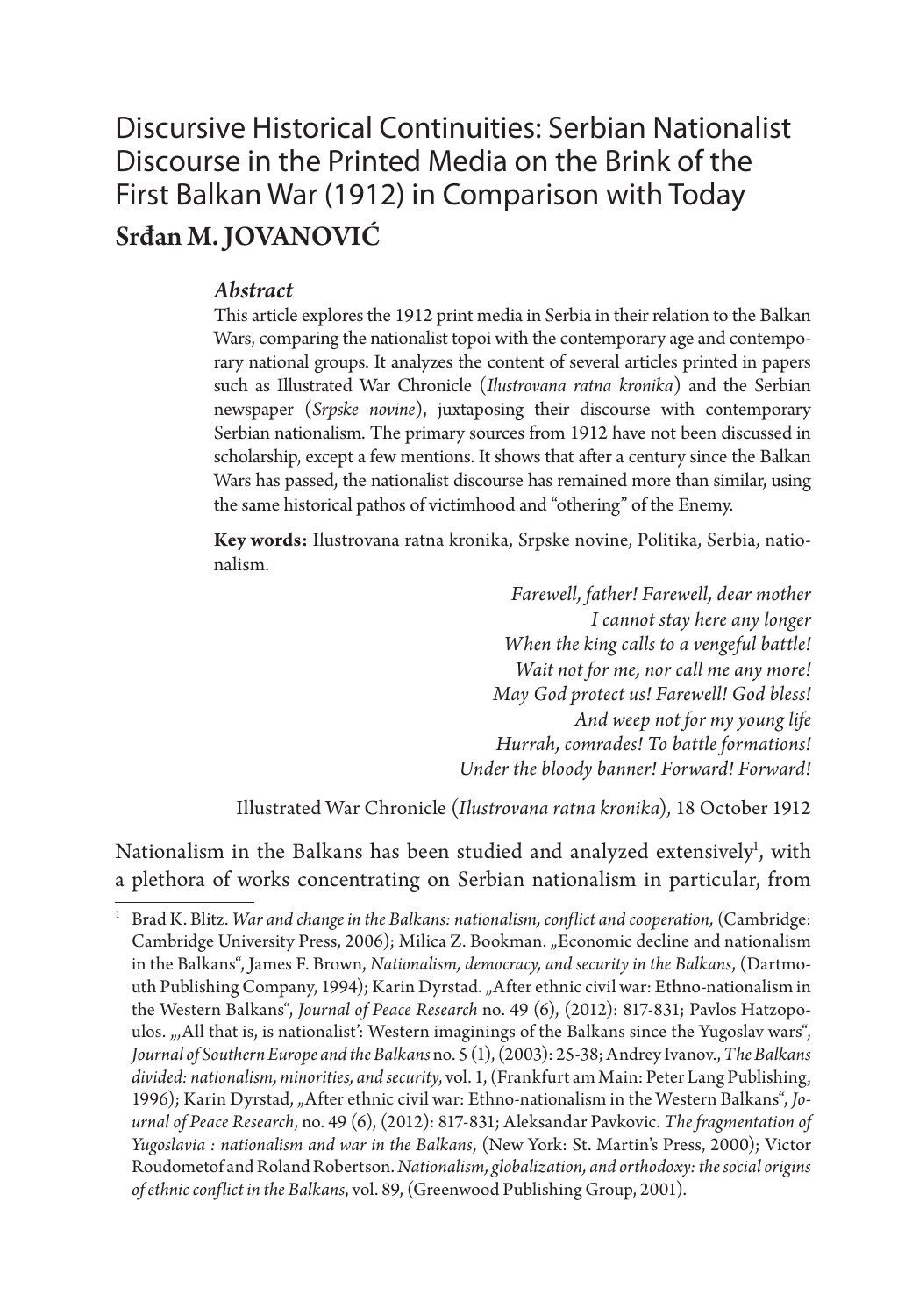# Discursive Historical Continuities: Serbian Nationalist Discourse in the Printed Media on the Brink of the First Balkan War (1912) in Comparison with Today

**Srđan M. JOVANOVIĆ**

### *Abstract*

This article explores the 1912 print media in Serbia in their relation to the Balkan Wars, comparing the nationalist topoi with the contemporary age and contemporary national groups. It analyzes the content of several articles printed in papers such as Illustrated War Chronicle (*Ilustrovana ratna kronika*) and the Serbian newspaper (*Srpske novine*), juxtaposing their discourse with contemporary Serbian nationalism. The primary sources from 1912 have not been discussed in scholarship, except a few mentions. It shows that after a century since the Balkan Wars has passed, the nationalist discourse has remained more than similar, using the same historical pathos of victimhood and "othering" of the Enemy.

**Key words:** Ilustrovana ratna kronika, Srpske novine, Politika, Serbia, nationalism.

*Farewell, father! Farewell, dear mother*  
*I cannot stay here any longer*  
*When the king calls to a vengeful battle!*  
*Wait not for me, nor call me any more!*  
*May God protect us! Farewell! God bless!*  
*And weep not for my young life*  
*Hurrah, comrades! To battle formations!*  
*Under the bloody banner! Forward! Forward!*

Illustrated War Chronicle (*Ilustrovana ratna kronika*), 18 October 1912

Nationalism in the Balkans has been studied and analyzed extensively[1], with a plethora of works concentrating on Serbian nationalism in particular, from

[1] Brad K. Blitz. *War and change in the Balkans: nationalism, conflict and cooperation,* (Cambridge: Cambridge University Press, 2006); Milica Z. Bookman. „Economic decline and nationalism in the Balkans", James F. Brown, *Nationalism, democracy, and security in the Balkans*, (Dartmouth Publishing Company, 1994); Karin Dyrstad. „After ethnic civil war: Ethno-nationalism in the Western Balkans", *Journal of Peace Research* no. 49 (6), (2012): 817-831; Pavlos Hatzopoulos. „'All that is, is nationalist': Western imaginings of the Balkans since the Yugoslav wars", *Journal of Southern Europe and the Balkans* no. 5 (1), (2003): 25-38; Andrey Ivanov., *The Balkans divided: nationalism, minorities, and security*, vol. 1, (Frankfurt am Main: Peter Lang Publishing, 1996); Karin Dyrstad, „After ethnic civil war: Ethno-nationalism in the Western Balkans", *Journal of Peace Research*, no. 49 (6), (2012): 817-831; Aleksandar Pavkovic. *The fragmentation of Yugoslavia : nationalism and war in the Balkans*, (New York: St. Martin's Press, 2000); Victor Roudometof and Roland Robertson. *Nationalism, globalization, and orthodoxy: the social origins of ethnic conflict in the Balkans*, vol. 89, (Greenwood Publishing Group, 2001).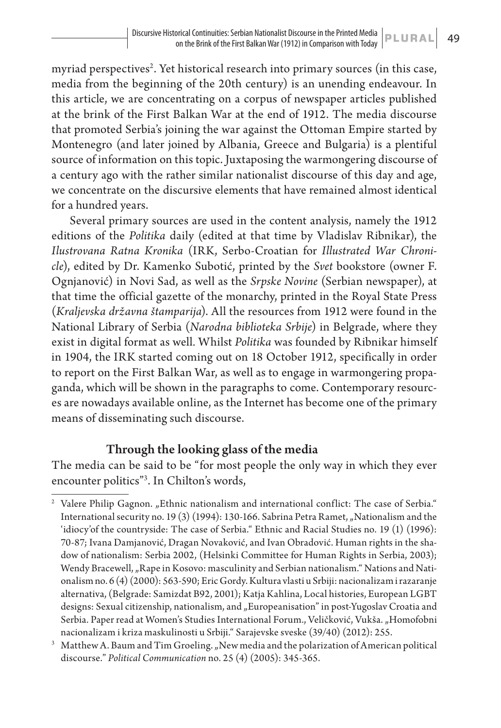myriad perspectives[2]. Yet historical research into primary sources (in this case, media from the beginning of the 20th century) is an unending endeavour. In this article, we are concentrating on a corpus of newspaper articles published at the brink of the First Balkan War at the end of 1912. The media discourse that promoted Serbia's joining the war against the Ottoman Empire started by Montenegro (and later joined by Albania, Greece and Bulgaria) is a plentiful source of information on this topic. Juxtaposing the warmongering discourse of a century ago with the rather similar nationalist discourse of this day and age, we concentrate on the discursive elements that have remained almost identical for a hundred years.

Several primary sources are used in the content analysis, namely the 1912 editions of the *Politika* daily (edited at that time by Vladislav Ribnikar), the *Ilustrovana Ratna Kronika* (IRK, Serbo-Croatian for *Illustrated War Chronicle*), edited by Dr. Kamenko Subotić, printed by the *Svet* bookstore (owner F. Ognjanović) in Novi Sad, as well as the *Srpske Novine* (Serbian newspaper), at that time the official gazette of the monarchy, printed in the Royal State Press (*Kraljevska državna štamparija*). All the resources from 1912 were found in the National Library of Serbia (*Narodna biblioteka Srbije*) in Belgrade, where they exist in digital format as well. Whilst *Politika* was founded by Ribnikar himself in 1904, the IRK started coming out on 18 October 1912, specifically in order to report on the First Balkan War, as well as to engage in warmongering propaganda, which will be shown in the paragraphs to come. Contemporary resources are nowadays available online, as the Internet has become one of the primary means of disseminating such discourse.

## Through the looking glass of the media

The media can be said to be "for most people the only way in which they ever encounter politics"[3]. In Chilton's words,

---

[2] Valere Philip Gagnon. „Ethnic nationalism and international conflict: The case of Serbia." International security no. 19 (3) (1994): 130-166. Sabrina Petra Ramet, „Nationalism and the 'idiocy'of the countryside: The case of Serbia." Ethnic and Racial Studies no. 19 (1) (1996): 70-87; Ivana Damjanović, Dragan Novaković, and Ivan Obradović. Human rights in the shadow of nationalism: Serbia 2002, (Helsinki Committee for Human Rights in Serbia, 2003); Wendy Bracewell, „Rape in Kosovo: masculinity and Serbian nationalism." Nations and Nationalism no. 6 (4) (2000): 563-590; Eric Gordy. Kultura vlasti u Srbiji: nacionalizam i razaranje alternativa, (Belgrade: Samizdat B92, 2001); Katja Kahlina, Local histories, European LGBT designs: Sexual citizenship, nationalism, and „Europeanisation" in post-Yugoslav Croatia and Serbia. Paper read at Women's Studies International Forum., Veličković, Vukša. „Homofobni nacionalizam i kriza maskulinosti u Srbiji." Sarajevske sveske (39/40) (2012): 255.

[3] Matthew A. Baum and Tim Groeling. „New media and the polarization of American political discourse." *Political Communication* no. 25 (4) (2005): 345-365.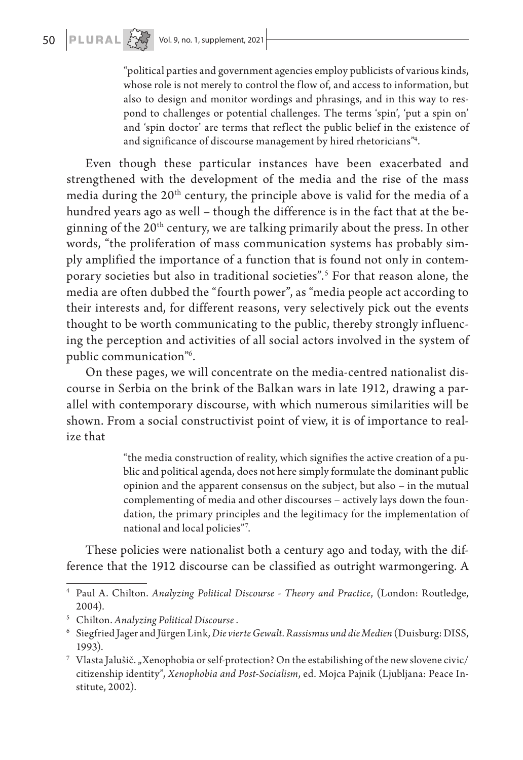> "political parties and government agencies employ publicists of various kinds, whose role is not merely to control the flow of, and access to information, but also to design and monitor wordings and phrasings, and in this way to respond to challenges or potential challenges. The terms 'spin', 'put a spin on' and 'spin doctor' are terms that reflect the public belief in the existence of and significance of discourse management by hired rhetoricians"[4].

Even though these particular instances have been exacerbated and strengthened with the development of the media and the rise of the mass media during the 20th century, the principle above is valid for the media of a hundred years ago as well – though the difference is in the fact that at the beginning of the 20th century, we are talking primarily about the press. In other words, "the proliferation of mass communication systems has probably simply amplified the importance of a function that is found not only in contemporary societies but also in traditional societies".[5] For that reason alone, the media are often dubbed the "fourth power", as "media people act according to their interests and, for different reasons, very selectively pick out the events thought to be worth communicating to the public, thereby strongly influencing the perception and activities of all social actors involved in the system of public communication"[6].

On these pages, we will concentrate on the media-centred nationalist discourse in Serbia on the brink of the Balkan wars in late 1912, drawing a parallel with contemporary discourse, with which numerous similarities will be shown. From a social constructivist point of view, it is of importance to realize that

> "the media construction of reality, which signifies the active creation of a public and political agenda, does not here simply formulate the dominant public opinion and the apparent consensus on the subject, but also – in the mutual complementing of media and other discourses – actively lays down the foundation, the primary principles and the legitimacy for the implementation of national and local policies"[7].

These policies were nationalist both a century ago and today, with the difference that the 1912 discourse can be classified as outright warmongering. A

---

[4] Paul A. Chilton. *Analyzing Political Discourse - Theory and Practice*, (London: Routledge, 2004).

[5] Chilton. *Analyzing Political Discourse* .

[6] Siegfried Jager and Jürgen Link, *Die vierte Gewalt. Rassismus und die Medien* (Duisburg: DISS, 1993).

[7] Vlasta Jalušič. „Xenophobia or self-protection? On the estabilishing of the new slovene civic/citizenship identity", *Xenophobia and Post-Socialism*, ed. Mojca Pajnik (Ljubljana: Peace Institute, 2002).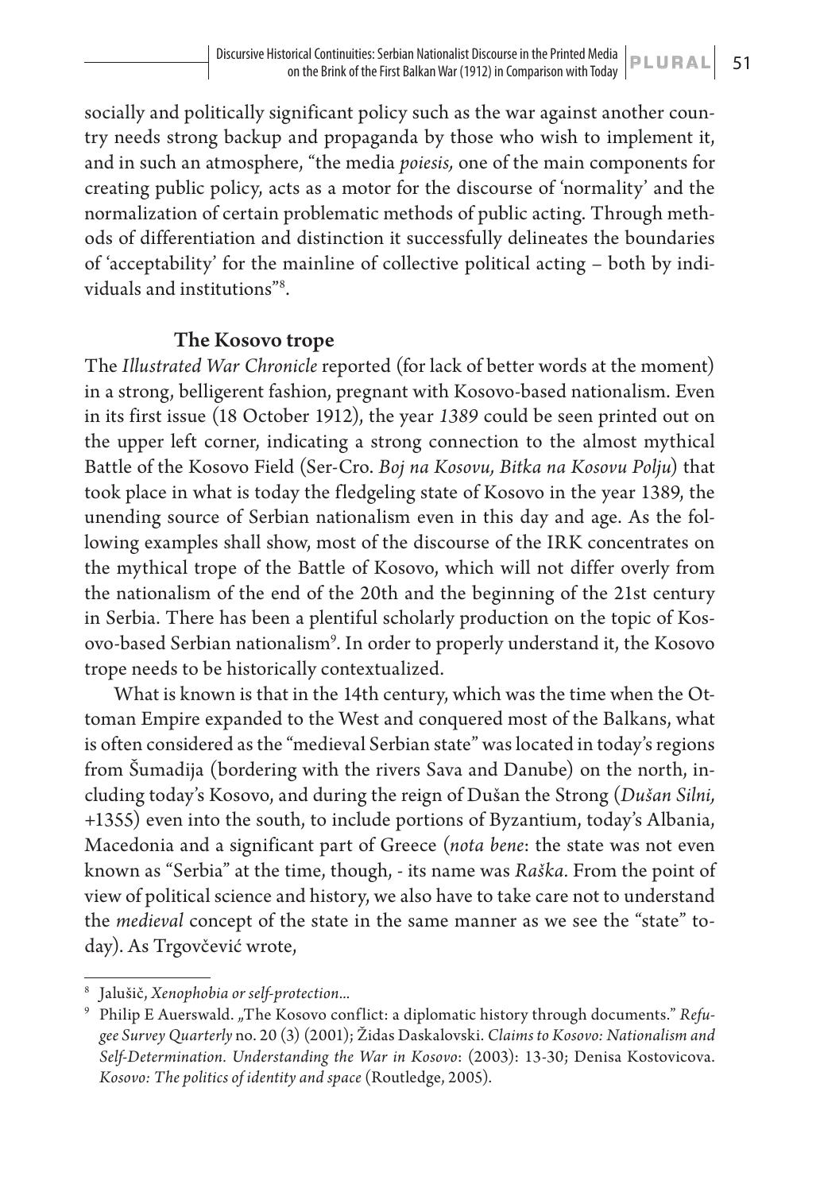socially and politically significant policy such as the war against another country needs strong backup and propaganda by those who wish to implement it, and in such an atmosphere, "the media *poiesis,* one of the main components for creating public policy, acts as a motor for the discourse of 'normality' and the normalization of certain problematic methods of public acting. Through methods of differentiation and distinction it successfully delineates the boundaries of 'acceptability' for the mainline of collective political acting – both by individuals and institutions"[8].

## The Kosovo trope

The *Illustrated War Chronicle* reported (for lack of better words at the moment) in a strong, belligerent fashion, pregnant with Kosovo-based nationalism. Even in its first issue (18 October 1912), the year *1389* could be seen printed out on the upper left corner, indicating a strong connection to the almost mythical Battle of the Kosovo Field (Ser-Cro. *Boj na Kosovu, Bitka na Kosovu Polju*) that took place in what is today the fledgeling state of Kosovo in the year 1389, the unending source of Serbian nationalism even in this day and age. As the following examples shall show, most of the discourse of the IRK concentrates on the mythical trope of the Battle of Kosovo, which will not differ overly from the nationalism of the end of the 20th and the beginning of the 21st century in Serbia. There has been a plentiful scholarly production on the topic of Kosovo-based Serbian nationalism[9]. In order to properly understand it, the Kosovo trope needs to be historically contextualized.

What is known is that in the 14th century, which was the time when the Ottoman Empire expanded to the West and conquered most of the Balkans, what is often considered as the "medieval Serbian state" was located in today's regions from Šumadija (bordering with the rivers Sava and Danube) on the north, including today's Kosovo, and during the reign of Dušan the Strong (*Dušan Silni*, +1355) even into the south, to include portions of Byzantium, today's Albania, Macedonia and a significant part of Greece (*nota bene*: the state was not even known as "Serbia" at the time, though, - its name was *Raška*. From the point of view of political science and history, we also have to take care not to understand the *medieval* concept of the state in the same manner as we see the "state" today). As Trgovčević wrote,

---

[8] Jalušič, *Xenophobia or self-protection...*

[9] Philip E Auerswald. „The Kosovo conflict: a diplomatic history through documents." *Refugee Survey Quarterly* no. 20 (3) (2001); Židas Daskalovski. *Claims to Kosovo: Nationalism and Self-Determination. Understanding the War in Kosovo*: (2003): 13-30; Denisa Kostovicova. *Kosovo: The politics of identity and space* (Routledge, 2005).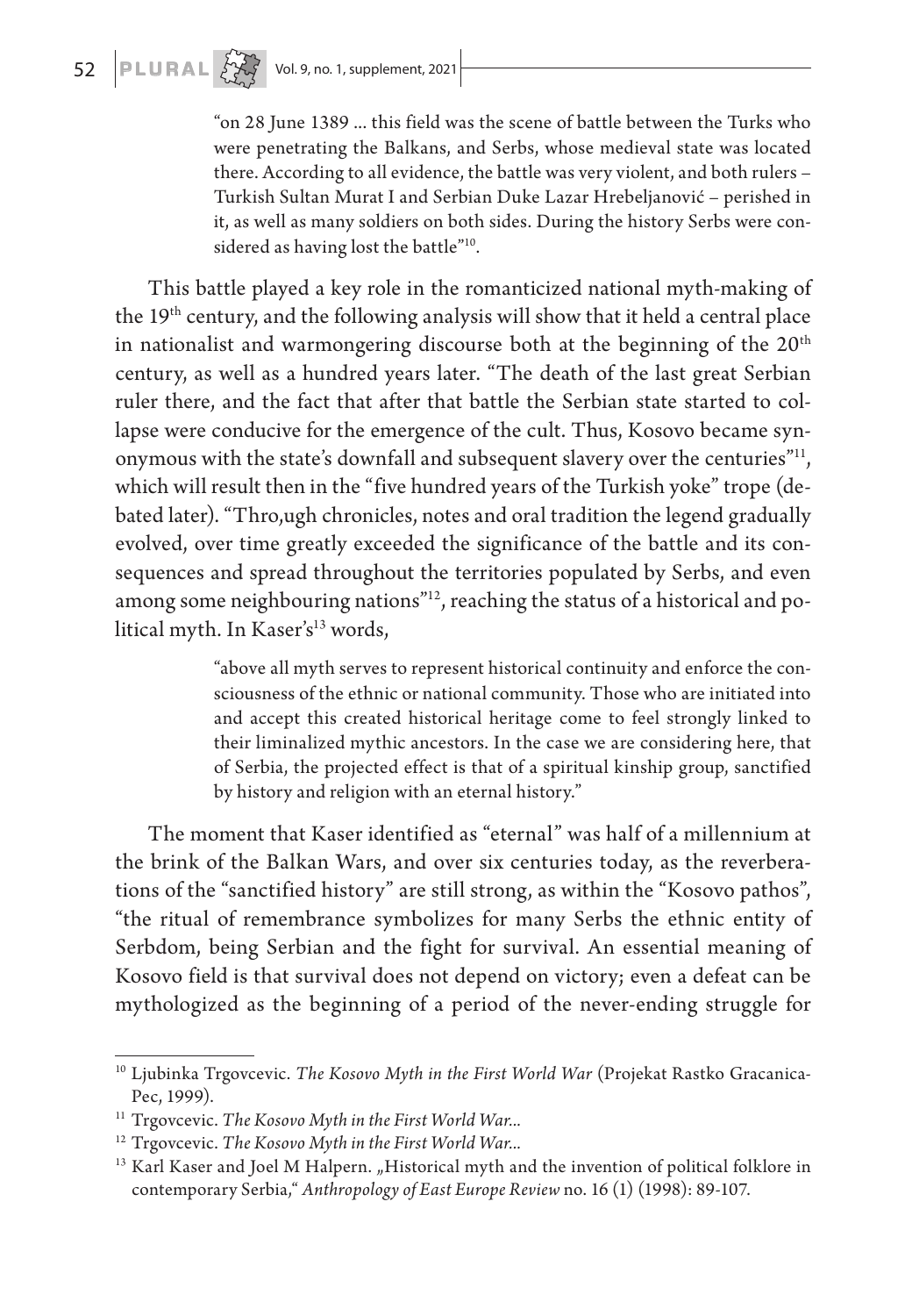> "on 28 June 1389 ... this field was the scene of battle between the Turks who were penetrating the Balkans, and Serbs, whose medieval state was located there. According to all evidence, the battle was very violent, and both rulers – Turkish Sultan Murat I and Serbian Duke Lazar Hrebeljanović – perished in it, as well as many soldiers on both sides. During the history Serbs were considered as having lost the battle"[10].

This battle played a key role in the romanticized national myth-making of the 19th century, and the following analysis will show that it held a central place in nationalist and warmongering discourse both at the beginning of the 20th century, as well as a hundred years later. "The death of the last great Serbian ruler there, and the fact that after that battle the Serbian state started to collapse were conducive for the emergence of the cult. Thus, Kosovo became synonymous with the state's downfall and subsequent slavery over the centuries"[11], which will result then in the "five hundred years of the Turkish yoke" trope (debated later). "Thro,ugh chronicles, notes and oral tradition the legend gradually evolved, over time greatly exceeded the significance of the battle and its consequences and spread throughout the territories populated by Serbs, and even among some neighbouring nations"[12], reaching the status of a historical and political myth. In Kaser's[13] words,

> "above all myth serves to represent historical continuity and enforce the consciousness of the ethnic or national community. Those who are initiated into and accept this created historical heritage come to feel strongly linked to their liminalized mythic ancestors. In the case we are considering here, that of Serbia, the projected effect is that of a spiritual kinship group, sanctified by history and religion with an eternal history."

The moment that Kaser identified as "eternal" was half of a millennium at the brink of the Balkan Wars, and over six centuries today, as the reverberations of the "sanctified history" are still strong, as within the "Kosovo pathos", "the ritual of remembrance symbolizes for many Serbs the ethnic entity of Serbdom, being Serbian and the fight for survival. An essential meaning of Kosovo field is that survival does not depend on victory; even a defeat can be mythologized as the beginning of a period of the never-ending struggle for

---

[10] Ljubinka Trgovcevic. *The Kosovo Myth in the First World War* (Projekat Rastko Gracanica-Pec, 1999).

[11] Trgovcevic. *The Kosovo Myth in the First World War...*

[12] Trgovcevic. *The Kosovo Myth in the First World War...*

[13] Karl Kaser and Joel M Halpern. „Historical myth and the invention of political folklore in contemporary Serbia," *Anthropology of East Europe Review* no. 16 (1) (1998): 89-107.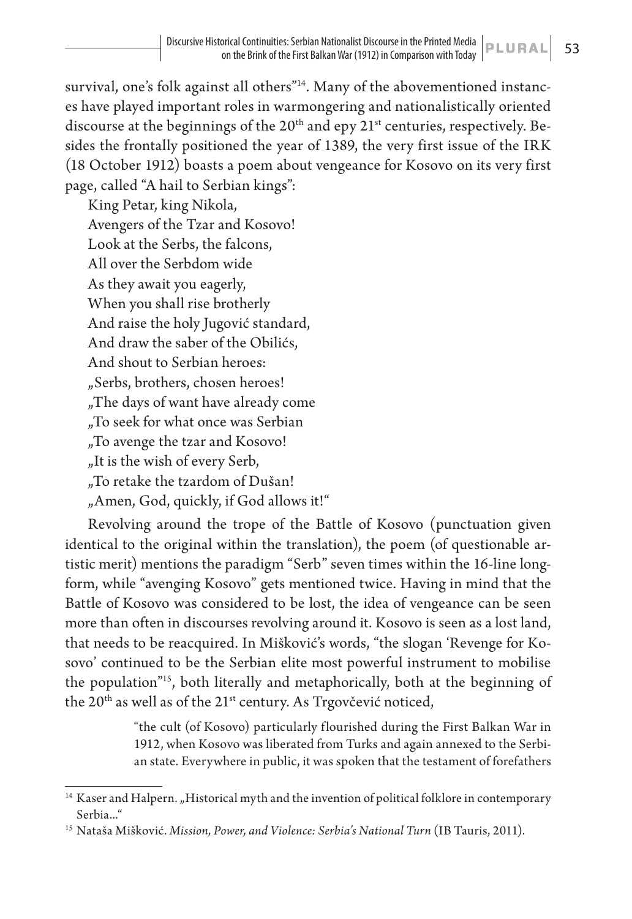survival, one's folk against all others"[14]. Many of the abovementioned instances have played important roles in warmongering and nationalistically oriented discourse at the beginnings of the 20th and epy 21st centuries, respectively. Besides the frontally positioned the year of 1389, the very first issue of the IRK (18 October 1912) boasts a poem about vengeance for Kosovo on its very first page, called "A hail to Serbian kings":

King Petar, king Nikola,  
Avengers of the Tzar and Kosovo!  
Look at the Serbs, the falcons,  
All over the Serbdom wide  
As they await you eagerly,  
When you shall rise brotherly  
And raise the holy Jugović standard,  
And draw the saber of the Obilićs,  
And shout to Serbian heroes:  
„Serbs, brothers, chosen heroes!  
„The days of want have already come  
„To seek for what once was Serbian  
„To avenge the tzar and Kosovo!  
„It is the wish of every Serb,  
„To retake the tzardom of Dušan!  
„Amen, God, quickly, if God allows it!"

Revolving around the trope of the Battle of Kosovo (punctuation given identical to the original within the translation), the poem (of questionable artistic merit) mentions the paradigm "Serb" seven times within the 16-line longform, while "avenging Kosovo" gets mentioned twice. Having in mind that the Battle of Kosovo was considered to be lost, the idea of vengeance can be seen more than often in discourses revolving around it. Kosovo is seen as a lost land, that needs to be reacquired. In Mišković's words, "the slogan 'Revenge for Kosovo' continued to be the Serbian elite most powerful instrument to mobilise the population"[15], both literally and metaphorically, both at the beginning of the 20th as well as of the 21st century. As Trgovčević noticed,

> "the cult (of Kosovo) particularly flourished during the First Balkan War in 1912, when Kosovo was liberated from Turks and again annexed to the Serbian state. Everywhere in public, it was spoken that the testament of forefathers

---

[14] Kaser and Halpern. „Historical myth and the invention of political folklore in contemporary Serbia..."

[15] Nataša Mišković. *Mission, Power, and Violence: Serbia's National Turn* (IB Tauris, 2011).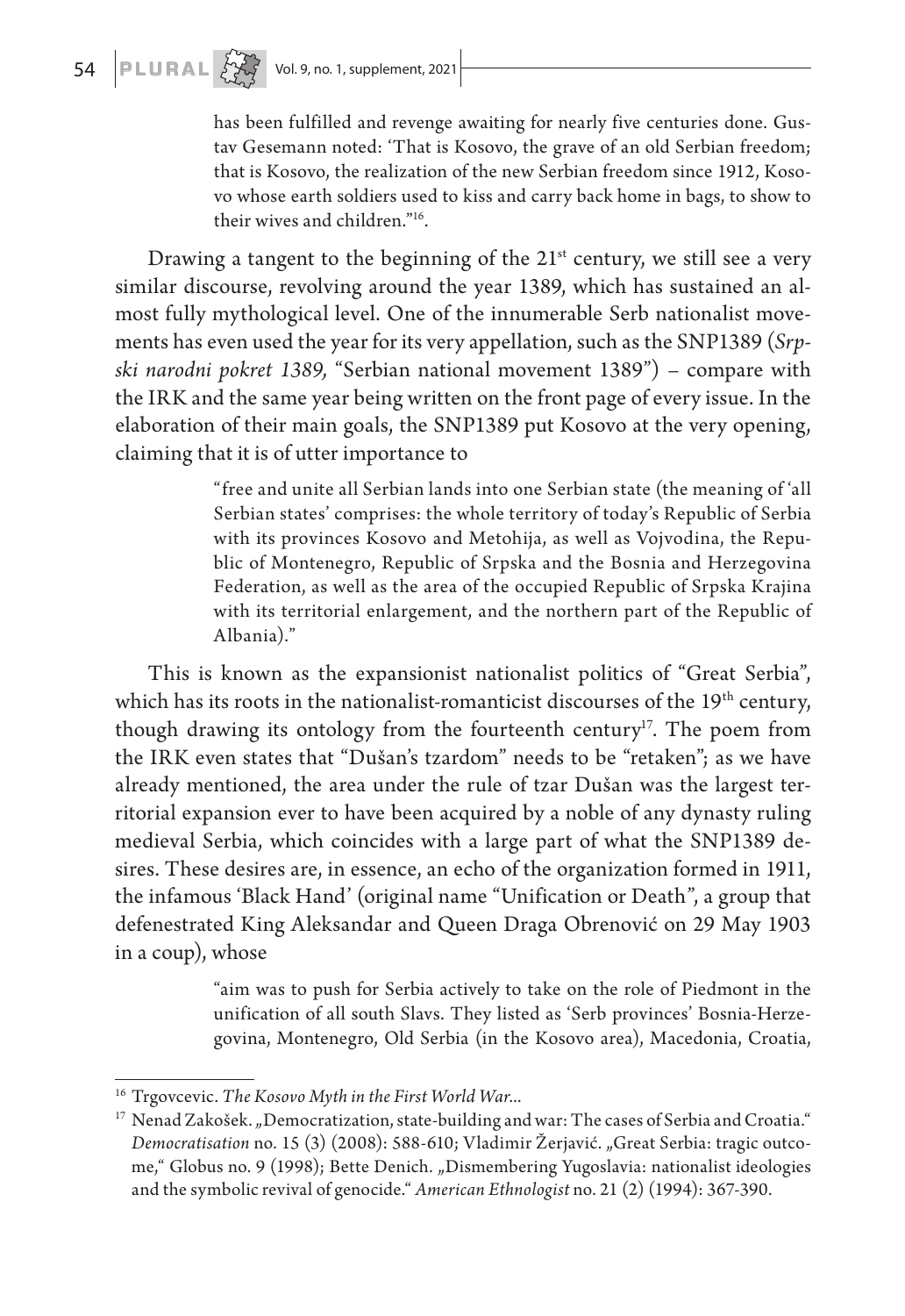> has been fulfilled and revenge awaiting for nearly five centuries done. Gustav Gesemann noted: 'That is Kosovo, the grave of an old Serbian freedom; that is Kosovo, the realization of the new Serbian freedom since 1912, Kosovo whose earth soldiers used to kiss and carry back home in bags, to show to their wives and children."[16].

Drawing a tangent to the beginning of the 21st century, we still see a very similar discourse, revolving around the year 1389, which has sustained an almost fully mythological level. One of the innumerable Serb nationalist movements has even used the year for its very appellation, such as the SNP1389 (*Srpski narodni pokret 1389,* "Serbian national movement 1389") – compare with the IRK and the same year being written on the front page of every issue. In the elaboration of their main goals, the SNP1389 put Kosovo at the very opening, claiming that it is of utter importance to

> "free and unite all Serbian lands into one Serbian state (the meaning of 'all Serbian states' comprises: the whole territory of today's Republic of Serbia with its provinces Kosovo and Metohija, as well as Vojvodina, the Republic of Montenegro, Republic of Srpska and the Bosnia and Herzegovina Federation, as well as the area of the occupied Republic of Srpska Krajina with its territorial enlargement, and the northern part of the Republic of Albania)."

This is known as the expansionist nationalist politics of "Great Serbia", which has its roots in the nationalist-romanticist discourses of the 19th century, though drawing its ontology from the fourteenth century[17]. The poem from the IRK even states that "Dušan's tzardom" needs to be "retaken"; as we have already mentioned, the area under the rule of tzar Dušan was the largest territorial expansion ever to have been acquired by a noble of any dynasty ruling medieval Serbia, which coincides with a large part of what the SNP1389 desires. These desires are, in essence, an echo of the organization formed in 1911, the infamous 'Black Hand' (original name "Unification or Death", a group that defenestrated King Aleksandar and Queen Draga Obrenović on 29 May 1903 in a coup), whose

> "aim was to push for Serbia actively to take on the role of Piedmont in the unification of all south Slavs. They listed as 'Serb provinces' Bosnia-Herzegovina, Montenegro, Old Serbia (in the Kosovo area), Macedonia, Croatia,

---

[16] Trgovcevic. *The Kosovo Myth in the First World War*...

[17] Nenad Zakošek. „Democratization, state-building and war: The cases of Serbia and Croatia." *Democratisation* no. 15 (3) (2008): 588-610; Vladimir Žerjavić. „Great Serbia: tragic outcome," Globus no. 9 (1998); Bette Denich. „Dismembering Yugoslavia: nationalist ideologies and the symbolic revival of genocide." *American Ethnologist* no. 21 (2) (1994): 367-390.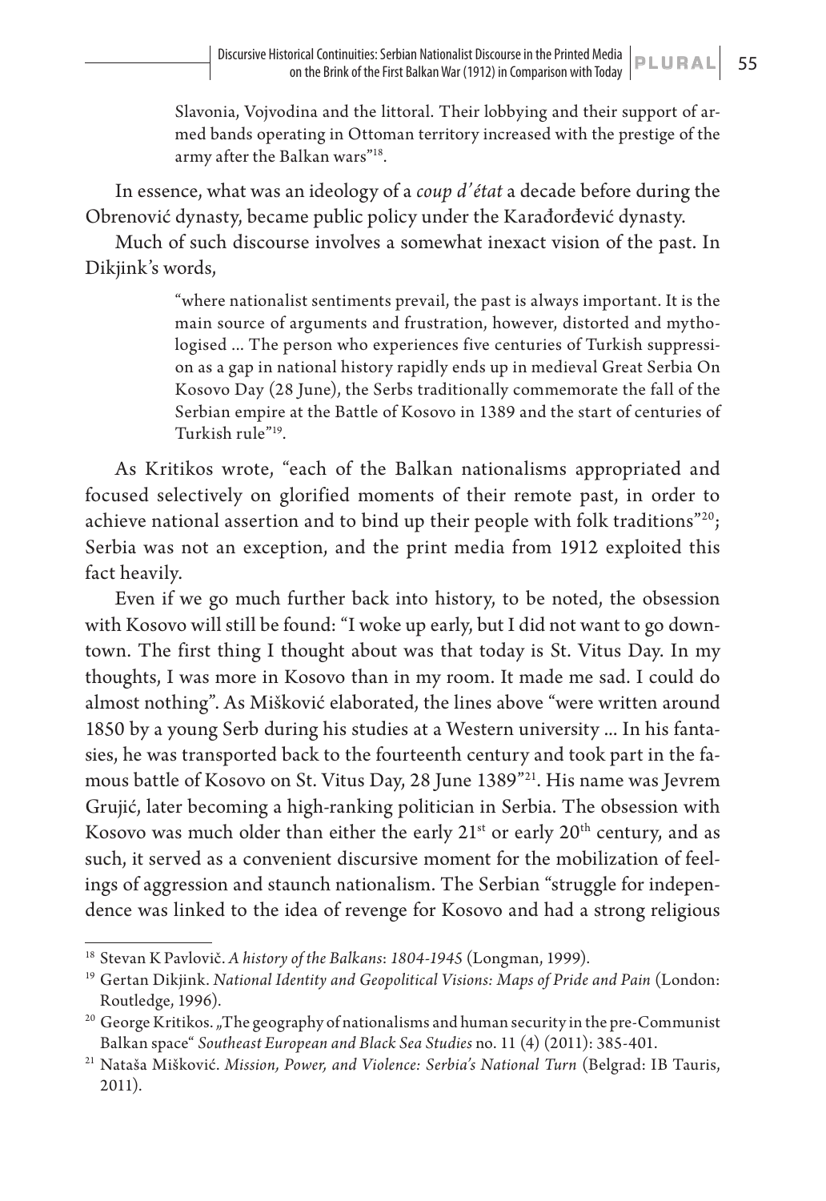Slavonia, Vojvodina and the littoral. Their lobbying and their support of armed bands operating in Ottoman territory increased with the prestige of the army after the Balkan wars"[18].

In essence, what was an ideology of a *coup d'état* a decade before during the Obrenović dynasty, became public policy under the Karađorđević dynasty.

Much of such discourse involves a somewhat inexact vision of the past. In Dikjink's words,

> "where nationalist sentiments prevail, the past is always important. It is the main source of arguments and frustration, however, distorted and mythologised ... The person who experiences five centuries of Turkish suppression as a gap in national history rapidly ends up in medieval Great Serbia On Kosovo Day (28 June), the Serbs traditionally commemorate the fall of the Serbian empire at the Battle of Kosovo in 1389 and the start of centuries of Turkish rule"[19].

As Kritikos wrote, "each of the Balkan nationalisms appropriated and focused selectively on glorified moments of their remote past, in order to achieve national assertion and to bind up their people with folk traditions"[20]; Serbia was not an exception, and the print media from 1912 exploited this fact heavily.

Even if we go much further back into history, to be noted, the obsession with Kosovo will still be found: "I woke up early, but I did not want to go downtown. The first thing I thought about was that today is St. Vitus Day. In my thoughts, I was more in Kosovo than in my room. It made me sad. I could do almost nothing". As Mišković elaborated, the lines above "were written around 1850 by a young Serb during his studies at a Western university ... In his fantasies, he was transported back to the fourteenth century and took part in the famous battle of Kosovo on St. Vitus Day, 28 June 1389"[21]. His name was Jevrem Grujić, later becoming a high-ranking politician in Serbia. The obsession with Kosovo was much older than either the early 21st or early 20th century, and as such, it served as a convenient discursive moment for the mobilization of feelings of aggression and staunch nationalism. The Serbian "struggle for independence was linked to the idea of revenge for Kosovo and had a strong religious

---

18 Stevan K Pavlovič. *A history of the Balkans*: *1804-1945* (Longman, 1999).

19 Gertan Dikjink. *National Identity and Geopolitical Visions: Maps of Pride and Pain* (London: Routledge, 1996).

20 George Kritikos. „The geography of nationalisms and human security in the pre-Communist Balkan space" *Southeast European and Black Sea Studies* no. 11 (4) (2011): 385-401.

21 Nataša Mišković. *Mission, Power, and Violence: Serbia's National Turn* (Belgrad: IB Tauris, 2011).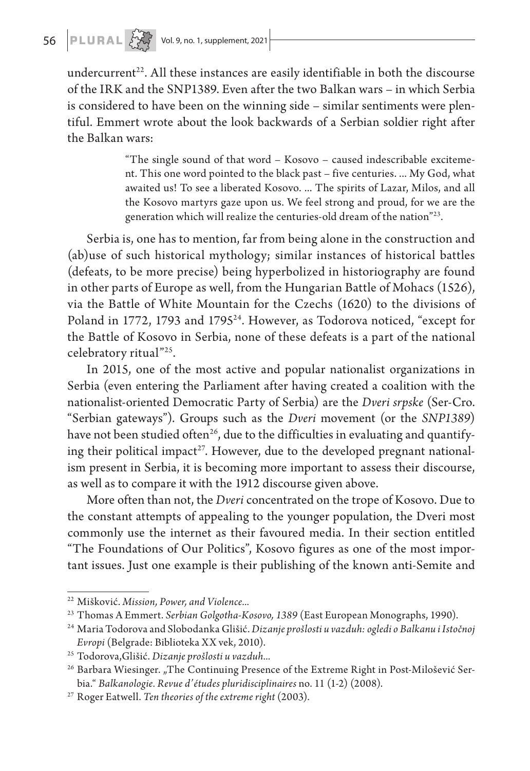undercurrent[22]. All these instances are easily identifiable in both the discourse of the IRK and the SNP1389. Even after the two Balkan wars – in which Serbia is considered to have been on the winning side – similar sentiments were plentiful. Emmert wrote about the look backwards of a Serbian soldier right after the Balkan wars:

> "The single sound of that word – Kosovo – caused indescribable excitement. This one word pointed to the black past – five centuries. ... My God, what awaited us! To see a liberated Kosovo. ... The spirits of Lazar, Milos, and all the Kosovo martyrs gaze upon us. We feel strong and proud, for we are the generation which will realize the centuries-old dream of the nation"[23].

Serbia is, one has to mention, far from being alone in the construction and (ab)use of such historical mythology; similar instances of historical battles (defeats, to be more precise) being hyperbolized in historiography are found in other parts of Europe as well, from the Hungarian Battle of Mohacs (1526), via the Battle of White Mountain for the Czechs (1620) to the divisions of Poland in 1772, 1793 and 1795[24]. However, as Todorova noticed, "except for the Battle of Kosovo in Serbia, none of these defeats is a part of the national celebratory ritual"[25].

In 2015, one of the most active and popular nationalist organizations in Serbia (even entering the Parliament after having created a coalition with the nationalist-oriented Democratic Party of Serbia) are the *Dveri srpske* (Ser-Cro. "Serbian gateways"). Groups such as the *Dveri* movement (or the *SNP1389*) have not been studied often[26], due to the difficulties in evaluating and quantifying their political impact[27]. However, due to the developed pregnant nationalism present in Serbia, it is becoming more important to assess their discourse, as well as to compare it with the 1912 discourse given above.

More often than not, the *Dveri* concentrated on the trope of Kosovo. Due to the constant attempts of appealing to the younger population, the Dveri most commonly use the internet as their favoured media. In their section entitled "The Foundations of Our Politics", Kosovo figures as one of the most important issues. Just one example is their publishing of the known anti-Semite and

---

[22] Mišković. *Mission, Power, and Violence...*

[23] Thomas A Emmert. *Serbian Golgotha-Kosovo, 1389* (East European Monographs, 1990).

[24] Maria Todorova and Slobodanka Glišić. *Dizanje prošlosti u vazduh: ogledi o Balkanu i Istočnoj Evropi* (Belgrade: Biblioteka XX vek, 2010).

[25] Todorova,Glišić. *Dizanje prošlosti u vazduh...*

[26] Barbara Wiesinger. „The Continuing Presence of the Extreme Right in Post-Milošević Serbia." *Balkanologie. Revue d'études pluridisciplinaires* no. 11 (1-2) (2008).

[27] Roger Eatwell. *Ten theories of the extreme right* (2003).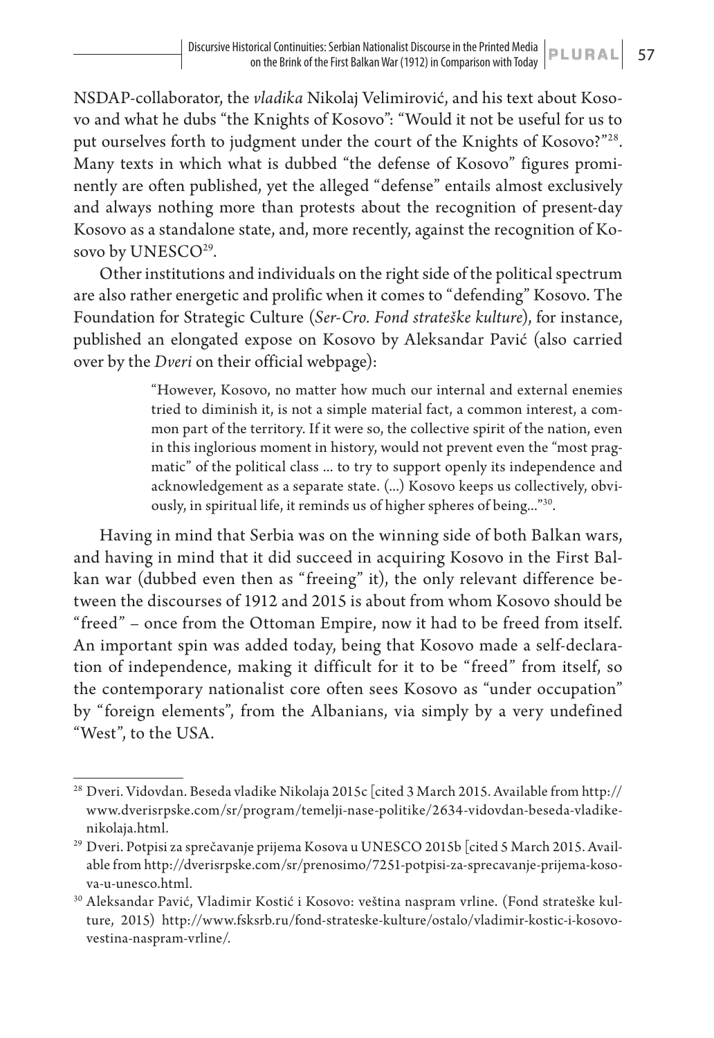NSDAP-collaborator, the *vladika* Nikolaj Velimirović, and his text about Kosovo and what he dubs "the Knights of Kosovo": "Would it not be useful for us to put ourselves forth to judgment under the court of the Knights of Kosovo?"[28]. Many texts in which what is dubbed "the defense of Kosovo" figures prominently are often published, yet the alleged "defense" entails almost exclusively and always nothing more than protests about the recognition of present-day Kosovo as a standalone state, and, more recently, against the recognition of Kosovo by UNESCO[29].

Other institutions and individuals on the right side of the political spectrum are also rather energetic and prolific when it comes to "defending" Kosovo. The Foundation for Strategic Culture (*Ser-Cro. Fond strateške kulture*), for instance, published an elongated expose on Kosovo by Aleksandar Pavić (also carried over by the *Dveri* on their official webpage):

> "However, Kosovo, no matter how much our internal and external enemies tried to diminish it, is not a simple material fact, a common interest, a common part of the territory. If it were so, the collective spirit of the nation, even in this inglorious moment in history, would not prevent even the "most pragmatic" of the political class ... to try to support openly its independence and acknowledgement as a separate state. (...) Kosovo keeps us collectively, obviously, in spiritual life, it reminds us of higher spheres of being..."[30].

Having in mind that Serbia was on the winning side of both Balkan wars, and having in mind that it did succeed in acquiring Kosovo in the First Balkan war (dubbed even then as "freeing" it), the only relevant difference between the discourses of 1912 and 2015 is about from whom Kosovo should be "freed" – once from the Ottoman Empire, now it had to be freed from itself. An important spin was added today, being that Kosovo made a self-declaration of independence, making it difficult for it to be "freed" from itself, so the contemporary nationalist core often sees Kosovo as "under occupation" by "foreign elements", from the Albanians, via simply by a very undefined "West", to the USA.

---

[28] Dveri. Vidovdan. Beseda vladike Nikolaja 2015c [cited 3 March 2015. Available from http://www.dverisrpske.com/sr/program/temelji-nase-politike/2634-vidovdan-beseda-vladike-nikolaja.html.

[29] Dveri. Potpisi za sprečavanje prijema Kosova u UNESCO 2015b [cited 5 March 2015. Available from http://dverisrpske.com/sr/prenosimo/7251-potpisi-za-sprecavanje-prijema-kosova-u-unesco.html.

[30] Aleksandar Pavić, Vladimir Kostić i Kosovo: veština naspram vrline. (Fond strateške kulture, 2015) http://www.fsksrb.ru/fond-strateske-kulture/ostalo/vladimir-kostic-i-kosovo-vestina-naspram-vrline/.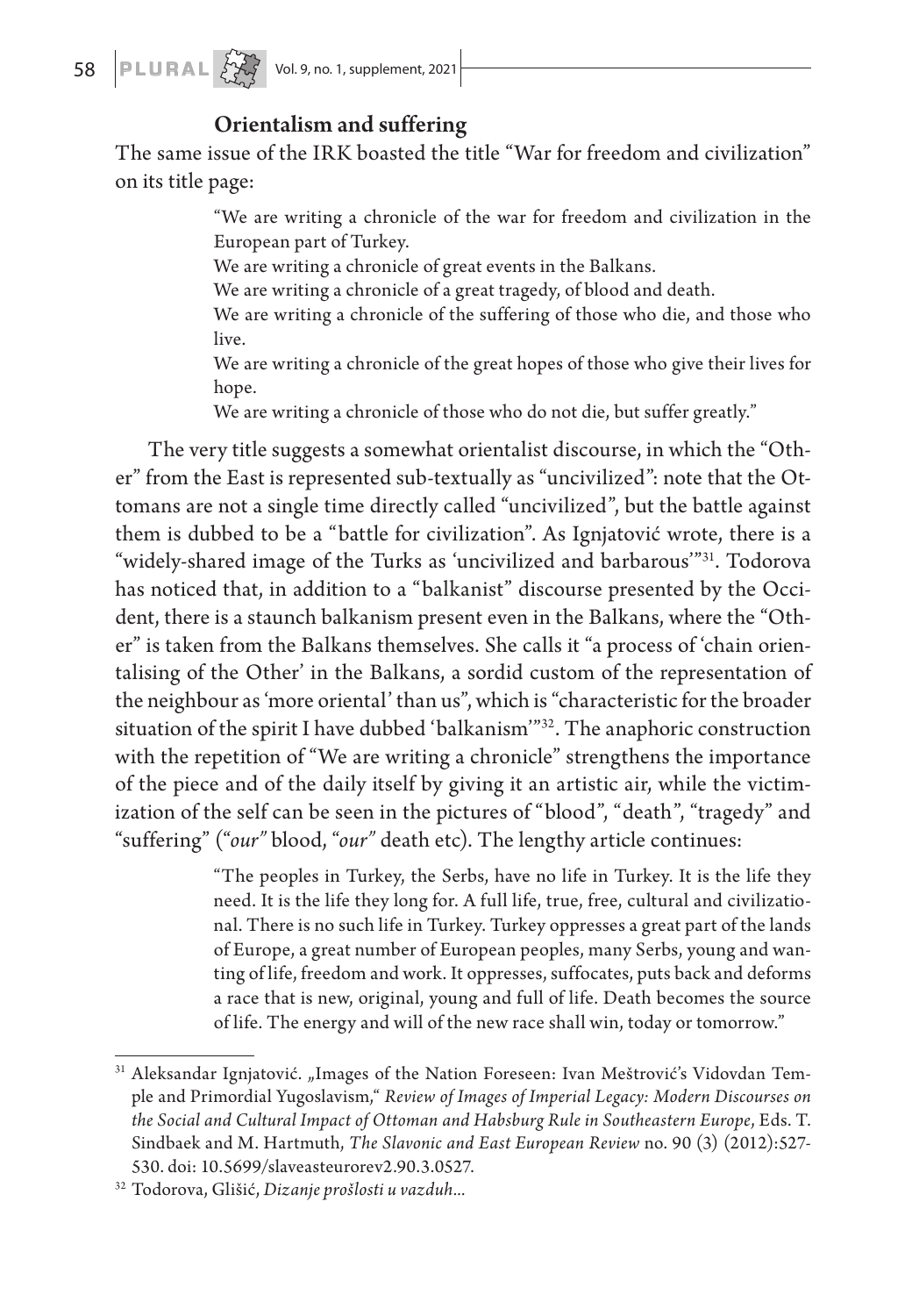## Orientalism and suffering

The same issue of the IRK boasted the title "War for freedom and civilization" on its title page:

> "We are writing a chronicle of the war for freedom and civilization in the European part of Turkey.
> We are writing a chronicle of great events in the Balkans.
> We are writing a chronicle of a great tragedy, of blood and death.
> We are writing a chronicle of the suffering of those who die, and those who live.
> We are writing a chronicle of the great hopes of those who give their lives for hope.
> We are writing a chronicle of those who do not die, but suffer greatly."

The very title suggests a somewhat orientalist discourse, in which the "Other" from the East is represented sub-textually as "uncivilized": note that the Ottomans are not a single time directly called "uncivilized", but the battle against them is dubbed to be a "battle for civilization". As Ignjatović wrote, there is a "widely-shared image of the Turks as 'uncivilized and barbarous'"[31]. Todorova has noticed that, in addition to a "balkanist" discourse presented by the Occident, there is a staunch balkanism present even in the Balkans, where the "Other" is taken from the Balkans themselves. She calls it "a process of 'chain orientalising of the Other' in the Balkans, a sordid custom of the representation of the neighbour as 'more oriental' than us", which is "characteristic for the broader situation of the spirit I have dubbed 'balkanism'"[32]. The anaphoric construction with the repetition of "We are writing a chronicle" strengthens the importance of the piece and of the daily itself by giving it an artistic air, while the victimization of the self can be seen in the pictures of "blood", "death", "tragedy" and "suffering" ("*our*" blood, "*our*" death etc). The lengthy article continues:

> "The peoples in Turkey, the Serbs, have no life in Turkey. It is the life they need. It is the life they long for. A full life, true, free, cultural and civilizational. There is no such life in Turkey. Turkey oppresses a great part of the lands of Europe, a great number of European peoples, many Serbs, young and wanting of life, freedom and work. It oppresses, suffocates, puts back and deforms a race that is new, original, young and full of life. Death becomes the source of life. The energy and will of the new race shall win, today or tomorrow."

---

[31] Aleksandar Ignjatović. „Images of the Nation Foreseen: Ivan Meštrović's Vidovdan Temple and Primordial Yugoslavism," *Review of Images of Imperial Legacy: Modern Discourses on the Social and Cultural Impact of Ottoman and Habsburg Rule in Southeastern Europe*, Eds. T. Sindbaek and M. Hartmuth, *The Slavonic and East European Review* no. 90 (3) (2012):527-530. doi: 10.5699/slaveasteurorev2.90.3.0527.

[32] Todorova, Glišić, *Dizanje prošlosti u vazduh...*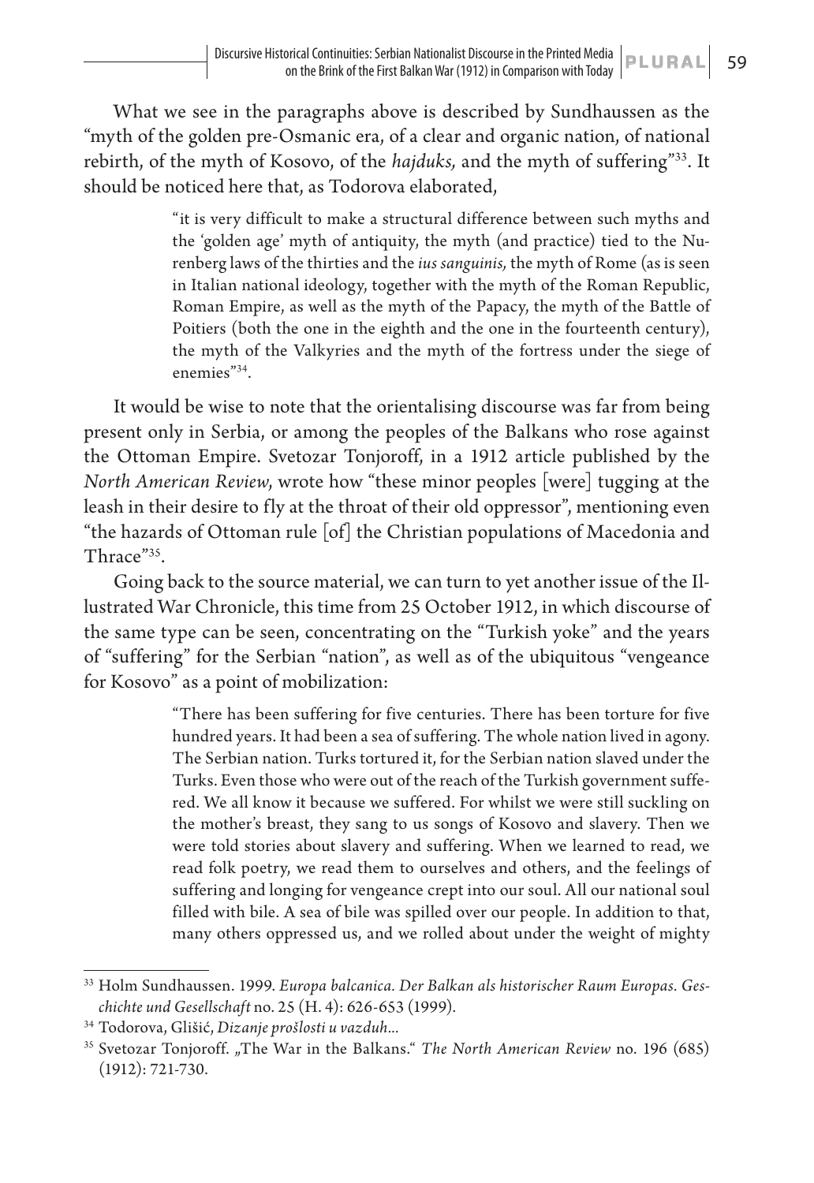What we see in the paragraphs above is described by Sundhaussen as the "myth of the golden pre-Osmanic era, of a clear and organic nation, of national rebirth, of the myth of Kosovo, of the *hajduks,* and the myth of suffering"[33]. It should be noticed here that, as Todorova elaborated,

> "it is very difficult to make a structural difference between such myths and the 'golden age' myth of antiquity, the myth (and practice) tied to the Nurenberg laws of the thirties and the *ius sanguinis,* the myth of Rome (as is seen in Italian national ideology, together with the myth of the Roman Republic, Roman Empire, as well as the myth of the Papacy, the myth of the Battle of Poitiers (both the one in the eighth and the one in the fourteenth century), the myth of the Valkyries and the myth of the fortress under the siege of enemies"[34].

It would be wise to note that the orientalising discourse was far from being present only in Serbia, or among the peoples of the Balkans who rose against the Ottoman Empire. Svetozar Tonjoroff, in a 1912 article published by the *North American Review*, wrote how "these minor peoples [were] tugging at the leash in their desire to fly at the throat of their old oppressor", mentioning even "the hazards of Ottoman rule [of] the Christian populations of Macedonia and Thrace"[35].

Going back to the source material, we can turn to yet another issue of the Illustrated War Chronicle, this time from 25 October 1912, in which discourse of the same type can be seen, concentrating on the "Turkish yoke" and the years of "suffering" for the Serbian "nation", as well as of the ubiquitous "vengeance for Kosovo" as a point of mobilization:

> "There has been suffering for five centuries. There has been torture for five hundred years. It had been a sea of suffering. The whole nation lived in agony. The Serbian nation. Turks tortured it, for the Serbian nation slaved under the Turks. Even those who were out of the reach of the Turkish government suffered. We all know it because we suffered. For whilst we were still suckling on the mother's breast, they sang to us songs of Kosovo and slavery. Then we were told stories about slavery and suffering. When we learned to read, we read folk poetry, we read them to ourselves and others, and the feelings of suffering and longing for vengeance crept into our soul. All our national soul filled with bile. A sea of bile was spilled over our people. In addition to that, many others oppressed us, and we rolled about under the weight of mighty

---

[33] Holm Sundhaussen. 1999. *Europa balcanica. Der Balkan als historischer Raum Europas. Geschichte und Gesellschaft* no. 25 (H. 4): 626-653 (1999).

[34] Todorova, Glišić, *Dizanje prošlosti u vazduh...*

[35] Svetozar Tonjoroff. „The War in the Balkans." *The North American Review* no. 196 (685) (1912): 721-730.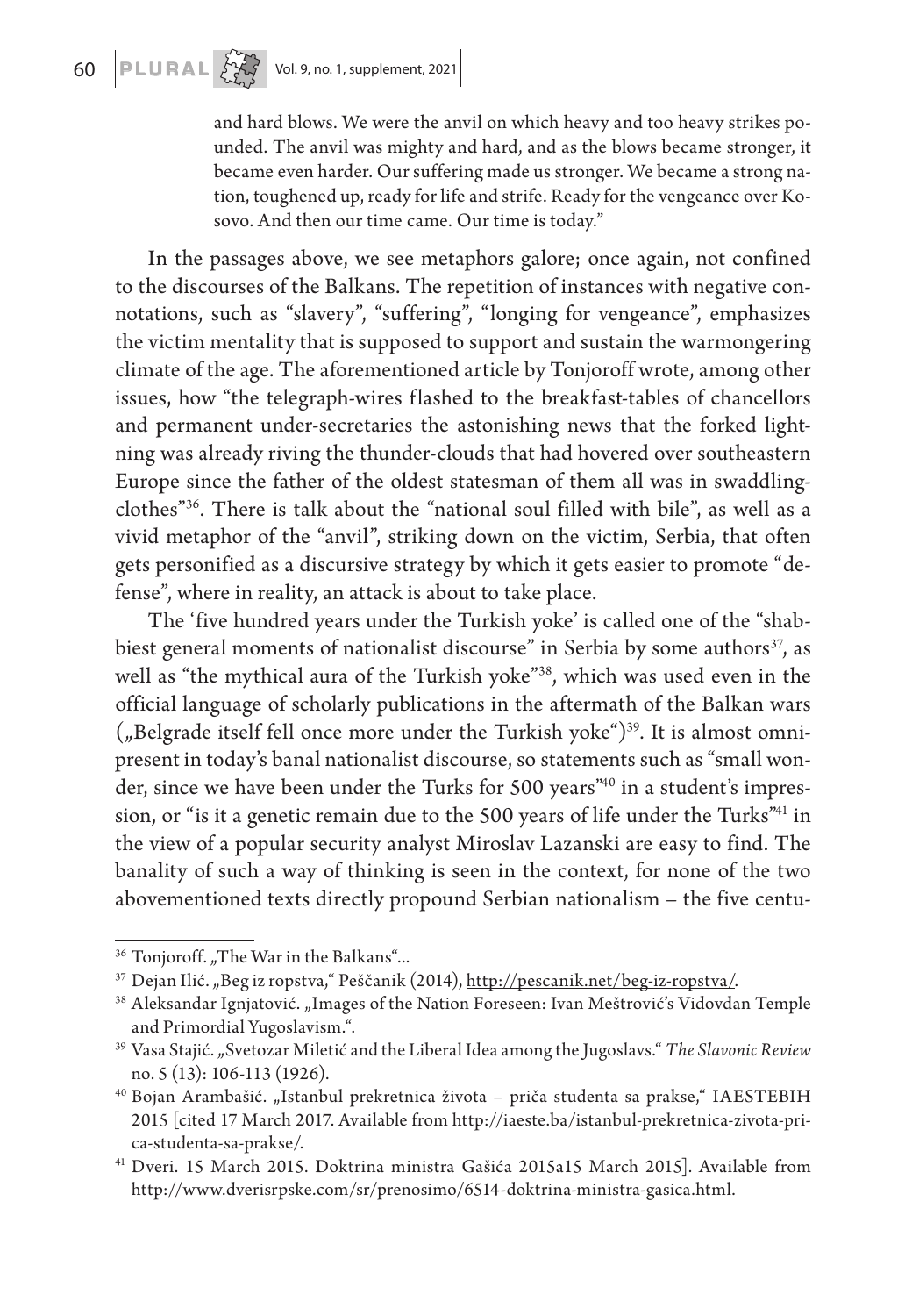> and hard blows. We were the anvil on which heavy and too heavy strikes pounded. The anvil was mighty and hard, and as the blows became stronger, it became even harder. Our suffering made us stronger. We became a strong nation, toughened up, ready for life and strife. Ready for the vengeance over Kosovo. And then our time came. Our time is today."

In the passages above, we see metaphors galore; once again, not confined to the discourses of the Balkans. The repetition of instances with negative connotations, such as "slavery", "suffering", "longing for vengeance", emphasizes the victim mentality that is supposed to support and sustain the warmongering climate of the age. The aforementioned article by Tonjoroff wrote, among other issues, how "the telegraph-wires flashed to the breakfast-tables of chancellors and permanent under-secretaries the astonishing news that the forked lightning was already riving the thunder-clouds that had hovered over southeastern Europe since the father of the oldest statesman of them all was in swaddling-clothes"[36]. There is talk about the "national soul filled with bile", as well as a vivid metaphor of the "anvil", striking down on the victim, Serbia, that often gets personified as a discursive strategy by which it gets easier to promote "defense", where in reality, an attack is about to take place.

The 'five hundred years under the Turkish yoke' is called one of the "shabbiest general moments of nationalist discourse" in Serbia by some authors[37], as well as "the mythical aura of the Turkish yoke"[38], which was used even in the official language of scholarly publications in the aftermath of the Balkan wars („Belgrade itself fell once more under the Turkish yoke")[39]. It is almost omnipresent in today's banal nationalist discourse, so statements such as "small wonder, since we have been under the Turks for 500 years"[40] in a student's impression, or "is it a genetic remain due to the 500 years of life under the Turks"[41] in the view of a popular security analyst Miroslav Lazanski are easy to find. The banality of such a way of thinking is seen in the context, for none of the two abovementioned texts directly propound Serbian nationalism – the five centu-

---

[36] Tonjoroff. „The War in the Balkans"...

[37] Dejan Ilić. „Beg iz ropstva," Peščanik (2014), http://pescanik.net/beg-iz-ropstva/.

[38] Aleksandar Ignjatović. „Images of the Nation Foreseen: Ivan Meštrović's Vidovdan Temple and Primordial Yugoslavism.".

[39] Vasa Stajić. „Svetozar Miletić and the Liberal Idea among the Jugoslavs." *The Slavonic Review* no. 5 (13): 106-113 (1926).

[40] Bojan Arambašić. „Istanbul prekretnica života – priča studenta sa prakse," IAESTEBIH 2015 [cited 17 March 2017. Available from http://iaeste.ba/istanbul-prekretnica-zivota-prica-studenta-sa-prakse/.

[41] Dveri. 15 March 2015. Doktrina ministra Gašića 2015a15 March 2015]. Available from http://www.dverisrpske.com/sr/prenosimo/6514-doktrina-ministra-gasica.html.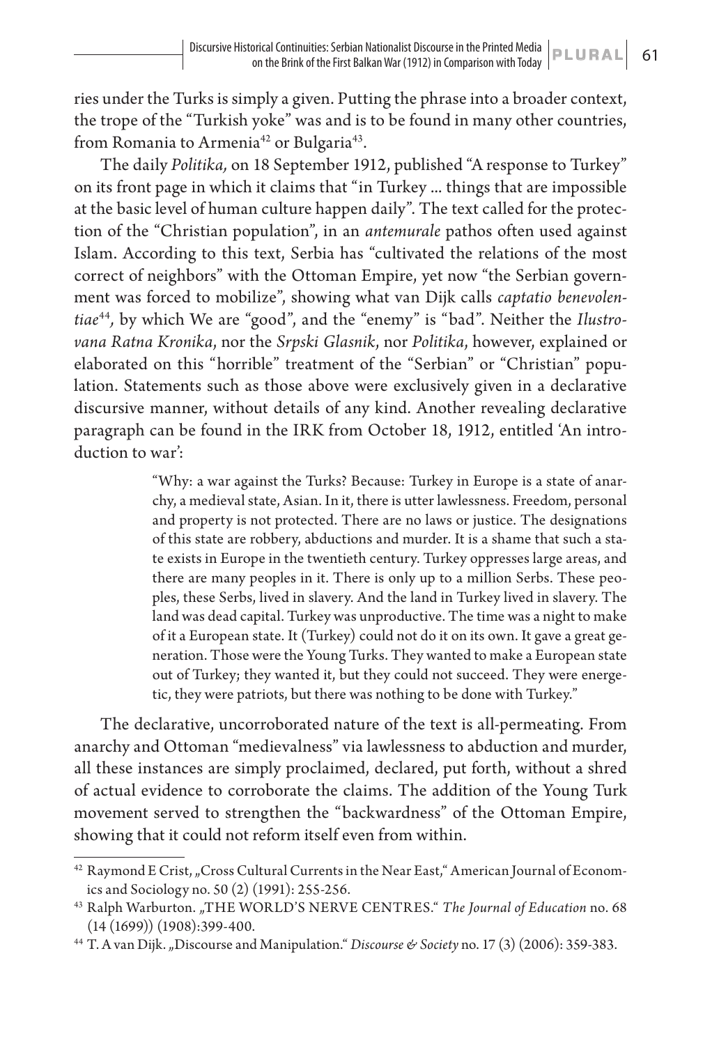ries under the Turks is simply a given. Putting the phrase into a broader context, the trope of the "Turkish yoke" was and is to be found in many other countries, from Romania to Armenia[42] or Bulgaria[43].

The daily *Politika,* on 18 September 1912, published "A response to Turkey" on its front page in which it claims that "in Turkey ... things that are impossible at the basic level of human culture happen daily". The text called for the protection of the "Christian population", in an *antemurale* pathos often used against Islam. According to this text, Serbia has "cultivated the relations of the most correct of neighbors" with the Ottoman Empire, yet now "the Serbian government was forced to mobilize", showing what van Dijk calls *captatio benevolentiae*[44]*,* by which We are "good", and the "enemy" is "bad". Neither the *Ilustrovana Ratna Kronika*, nor the *Srpski Glasnik*, nor *Politika*, however, explained or elaborated on this "horrible" treatment of the "Serbian" or "Christian" population. Statements such as those above were exclusively given in a declarative discursive manner, without details of any kind. Another revealing declarative paragraph can be found in the IRK from October 18, 1912, entitled 'An introduction to war':

> "Why: a war against the Turks? Because: Turkey in Europe is a state of anarchy, a medieval state, Asian. In it, there is utter lawlessness. Freedom, personal and property is not protected. There are no laws or justice. The designations of this state are robbery, abductions and murder. It is a shame that such a state exists in Europe in the twentieth century. Turkey oppresses large areas, and there are many peoples in it. There is only up to a million Serbs. These peoples, these Serbs, lived in slavery. And the land in Turkey lived in slavery. The land was dead capital. Turkey was unproductive. The time was a night to make of it a European state. It (Turkey) could not do it on its own. It gave a great generation. Those were the Young Turks. They wanted to make a European state out of Turkey; they wanted it, but they could not succeed. They were energetic, they were patriots, but there was nothing to be done with Turkey."

The declarative, uncorroborated nature of the text is all-permeating. From anarchy and Ottoman "medievalness" via lawlessness to abduction and murder, all these instances are simply proclaimed, declared, put forth, without a shred of actual evidence to corroborate the claims. The addition of the Young Turk movement served to strengthen the "backwardness" of the Ottoman Empire, showing that it could not reform itself even from within.

---

[42] Raymond E Crist, „Cross Cultural Currents in the Near East," American Journal of Economics and Sociology no. 50 (2) (1991): 255-256.

[43] Ralph Warburton. „THE WORLD'S NERVE CENTRES." *The Journal of Education* no. 68 (14 (1699)) (1908):399-400.

[44] T. A van Dijk. „Discourse and Manipulation." *Discourse & Society* no. 17 (3) (2006): 359-383.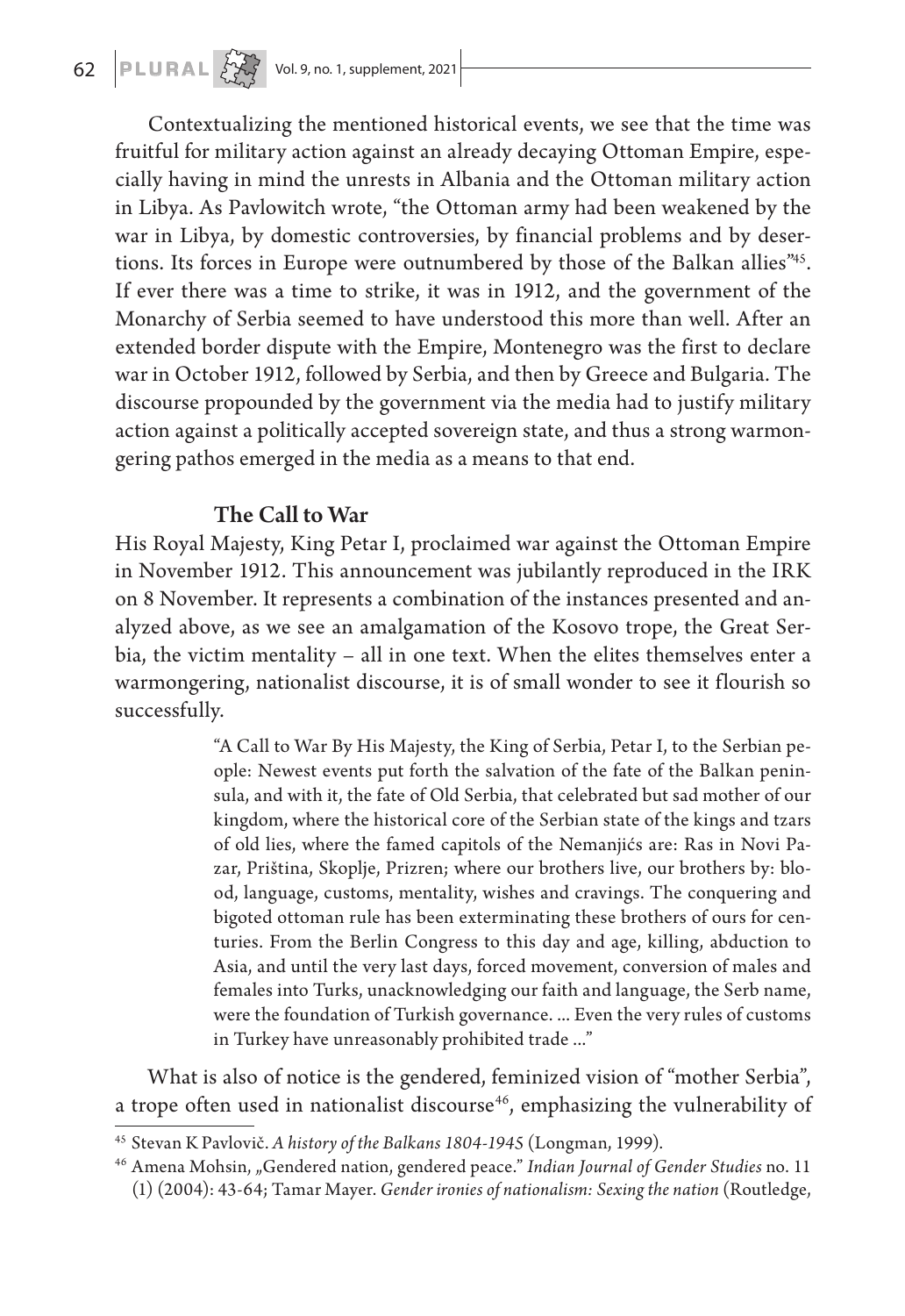Contextualizing the mentioned historical events, we see that the time was fruitful for military action against an already decaying Ottoman Empire, especially having in mind the unrests in Albania and the Ottoman military action in Libya. As Pavlowitch wrote, "the Ottoman army had been weakened by the war in Libya, by domestic controversies, by financial problems and by desertions. Its forces in Europe were outnumbered by those of the Balkan allies"[45]. If ever there was a time to strike, it was in 1912, and the government of the Monarchy of Serbia seemed to have understood this more than well. After an extended border dispute with the Empire, Montenegro was the first to declare war in October 1912, followed by Serbia, and then by Greece and Bulgaria. The discourse propounded by the government via the media had to justify military action against a politically accepted sovereign state, and thus a strong warmongering pathos emerged in the media as a means to that end.

## The Call to War

His Royal Majesty, King Petar I, proclaimed war against the Ottoman Empire in November 1912. This announcement was jubilantly reproduced in the IRK on 8 November. It represents a combination of the instances presented and analyzed above, as we see an amalgamation of the Kosovo trope, the Great Serbia, the victim mentality – all in one text. When the elites themselves enter a warmongering, nationalist discourse, it is of small wonder to see it flourish so successfully.

> "A Call to War By His Majesty, the King of Serbia, Petar I, to the Serbian people: Newest events put forth the salvation of the fate of the Balkan peninsula, and with it, the fate of Old Serbia, that celebrated but sad mother of our kingdom, where the historical core of the Serbian state of the kings and tzars of old lies, where the famed capitols of the Nemanjićs are: Ras in Novi Pazar, Priština, Skoplje, Prizren; where our brothers live, our brothers by: blood, language, customs, mentality, wishes and cravings. The conquering and bigoted ottoman rule has been exterminating these brothers of ours for centuries. From the Berlin Congress to this day and age, killing, abduction to Asia, and until the very last days, forced movement, conversion of males and females into Turks, unacknowledging our faith and language, the Serb name, were the foundation of Turkish governance. ... Even the very rules of customs in Turkey have unreasonably prohibited trade ..."

What is also of notice is the gendered, feminized vision of "mother Serbia", a trope often used in nationalist discourse[46], emphasizing the vulnerability of

---

[45] Stevan K Pavlovič. *A history of the Balkans 1804-1945* (Longman, 1999).

[46] Amena Mohsin, „Gendered nation, gendered peace." *Indian Journal of Gender Studies* no. 11 (1) (2004): 43-64; Tamar Mayer. *Gender ironies of nationalism: Sexing the nation* (Routledge,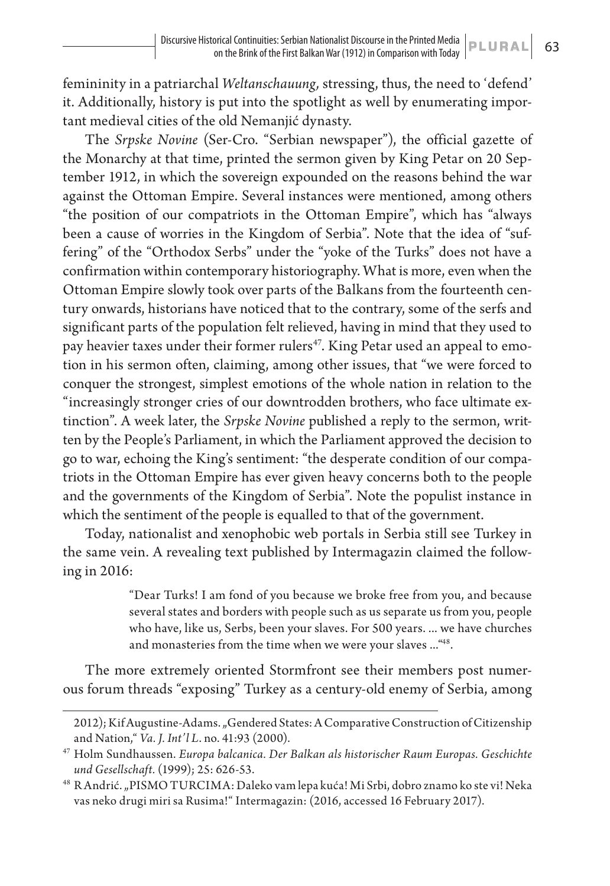femininity in a patriarchal *Weltanschauung,* stressing, thus, the need to 'defend' it. Additionally, history is put into the spotlight as well by enumerating important medieval cities of the old Nemanjić dynasty.

The *Srpske Novine* (Ser-Cro. "Serbian newspaper"), the official gazette of the Monarchy at that time, printed the sermon given by King Petar on 20 September 1912, in which the sovereign expounded on the reasons behind the war against the Ottoman Empire. Several instances were mentioned, among others "the position of our compatriots in the Ottoman Empire", which has "always been a cause of worries in the Kingdom of Serbia". Note that the idea of "suffering" of the "Orthodox Serbs" under the "yoke of the Turks" does not have a confirmation within contemporary historiography. What is more, even when the Ottoman Empire slowly took over parts of the Balkans from the fourteenth century onwards, historians have noticed that to the contrary, some of the serfs and significant parts of the population felt relieved, having in mind that they used to pay heavier taxes under their former rulers[47]. King Petar used an appeal to emotion in his sermon often, claiming, among other issues, that "we were forced to conquer the strongest, simplest emotions of the whole nation in relation to the "increasingly stronger cries of our downtrodden brothers, who face ultimate extinction". A week later, the *Srpske Novine* published a reply to the sermon, written by the People's Parliament, in which the Parliament approved the decision to go to war, echoing the King's sentiment: "the desperate condition of our compatriots in the Ottoman Empire has ever given heavy concerns both to the people and the governments of the Kingdom of Serbia". Note the populist instance in which the sentiment of the people is equalled to that of the government.

Today, nationalist and xenophobic web portals in Serbia still see Turkey in the same vein. A revealing text published by Intermagazin claimed the following in 2016:

> "Dear Turks! I am fond of you because we broke free from you, and because several states and borders with people such as us separate us from you, people who have, like us, Serbs, been your slaves. For 500 years. ... we have churches and monasteries from the time when we were your slaves ..."[48].

The more extremely oriented Stormfront see their members post numerous forum threads "exposing" Turkey as a century-old enemy of Serbia, among

---

2012); Kif Augustine-Adams. „Gendered States: A Comparative Construction of Citizenship and Nation," *Va. J. Int'l L*. no. 41:93 (2000).

[47] Holm Sundhaussen. *Europa balcanica. Der Balkan als historischer Raum Europas. Geschichte und Gesellschaft.* (1999); 25: 626-53.

[48] R Andrić. „PISMO TURCIMA: Daleko vam lepa kuća! Mi Srbi, dobro znamo ko ste vi! Neka vas neko drugi miri sa Rusima!" Intermagazin: (2016, accessed 16 February 2017).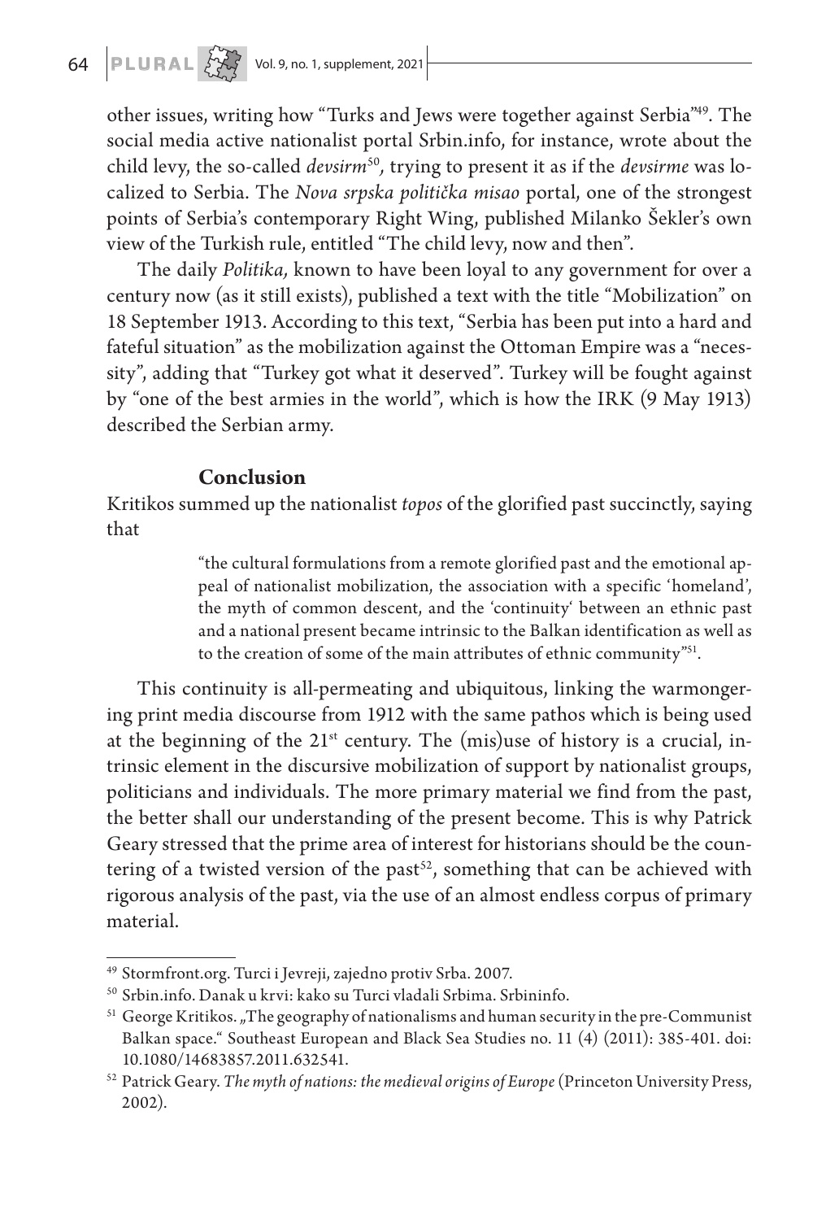other issues, writing how "Turks and Jews were together against Serbia"[49]. The social media active nationalist portal Srbin.info, for instance, wrote about the child levy, the so-called *devsirm*[50], trying to present it as if the *devsirme* was localized to Serbia. The *Nova srpska politička misao* portal, one of the strongest points of Serbia's contemporary Right Wing, published Milanko Šekler's own view of the Turkish rule, entitled "The child levy, now and then".

The daily *Politika,* known to have been loyal to any government for over a century now (as it still exists), published a text with the title "Mobilization" on 18 September 1913. According to this text, "Serbia has been put into a hard and fateful situation" as the mobilization against the Ottoman Empire was a "necessity", adding that "Turkey got what it deserved". Turkey will be fought against by "one of the best armies in the world", which is how the IRK (9 May 1913) described the Serbian army.

## Conclusion

Kritikos summed up the nationalist *topos* of the glorified past succinctly, saying that

> "the cultural formulations from a remote glorified past and the emotional appeal of nationalist mobilization, the association with a specific 'homeland', the myth of common descent, and the 'continuity' between an ethnic past and a national present became intrinsic to the Balkan identification as well as to the creation of some of the main attributes of ethnic community"[51].

This continuity is all-permeating and ubiquitous, linking the warmongering print media discourse from 1912 with the same pathos which is being used at the beginning of the 21st century. The (mis)use of history is a crucial, intrinsic element in the discursive mobilization of support by nationalist groups, politicians and individuals. The more primary material we find from the past, the better shall our understanding of the present become. This is why Patrick Geary stressed that the prime area of interest for historians should be the countering of a twisted version of the past[52], something that can be achieved with rigorous analysis of the past, via the use of an almost endless corpus of primary material.

---

[49] Stormfront.org. Turci i Jevreji, zajedno protiv Srba. 2007.

[50] Srbin.info. Danak u krvi: kako su Turci vladali Srbima. Srbininfo.

[51] George Kritikos. „The geography of nationalisms and human security in the pre-Communist Balkan space." Southeast European and Black Sea Studies no. 11 (4) (2011): 385-401. doi: 10.1080/14683857.2011.632541.

[52] Patrick Geary. *The myth of nations: the medieval origins of Europe* (Princeton University Press, 2002).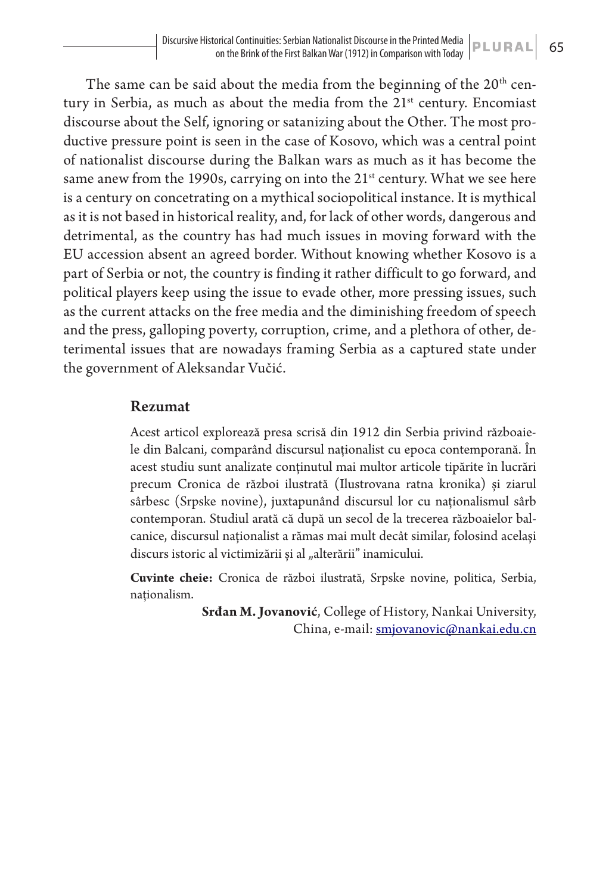The same can be said about the media from the beginning of the 20th century in Serbia, as much as about the media from the 21st century. Encomiast discourse about the Self, ignoring or satanizing about the Other. The most productive pressure point is seen in the case of Kosovo, which was a central point of nationalist discourse during the Balkan wars as much as it has become the same anew from the 1990s, carrying on into the 21st century. What we see here is a century on concetrating on a mythical sociopolitical instance. It is mythical as it is not based in historical reality, and, for lack of other words, dangerous and detrimental, as the country has had much issues in moving forward with the EU accession absent an agreed border. Without knowing whether Kosovo is a part of Serbia or not, the country is finding it rather difficult to go forward, and political players keep using the issue to evade other, more pressing issues, such as the current attacks on the free media and the diminishing freedom of speech and the press, galloping poverty, corruption, crime, and a plethora of other, deterimental issues that are nowadays framing Serbia as a captured state under the government of Aleksandar Vučić.

## Rezumat

Acest articol explorează presa scrisă din 1912 din Serbia privind războaiele din Balcani, comparând discursul naționalist cu epoca contemporană. În acest studiu sunt analizate conținutul mai multor articole tipărite în lucrări precum Cronica de război ilustrată (Ilustrovana ratna kronika) și ziarul sârbesc (Srpske novine), juxtapunând discursul lor cu naționalismul sârb contemporan. Studiul arată că după un secol de la trecerea războaielor balcanice, discursul naționalist a rămas mai mult decât similar, folosind același discurs istoric al victimizării și al „alterării" inamicului.

**Cuvinte cheie:** Cronica de război ilustrată, Srpske novine, politica, Serbia, naționalism.

**Srđan M. Jovanović**, College of History, Nankai University, China, e-mail: smjovanovic@nankai.edu.cn